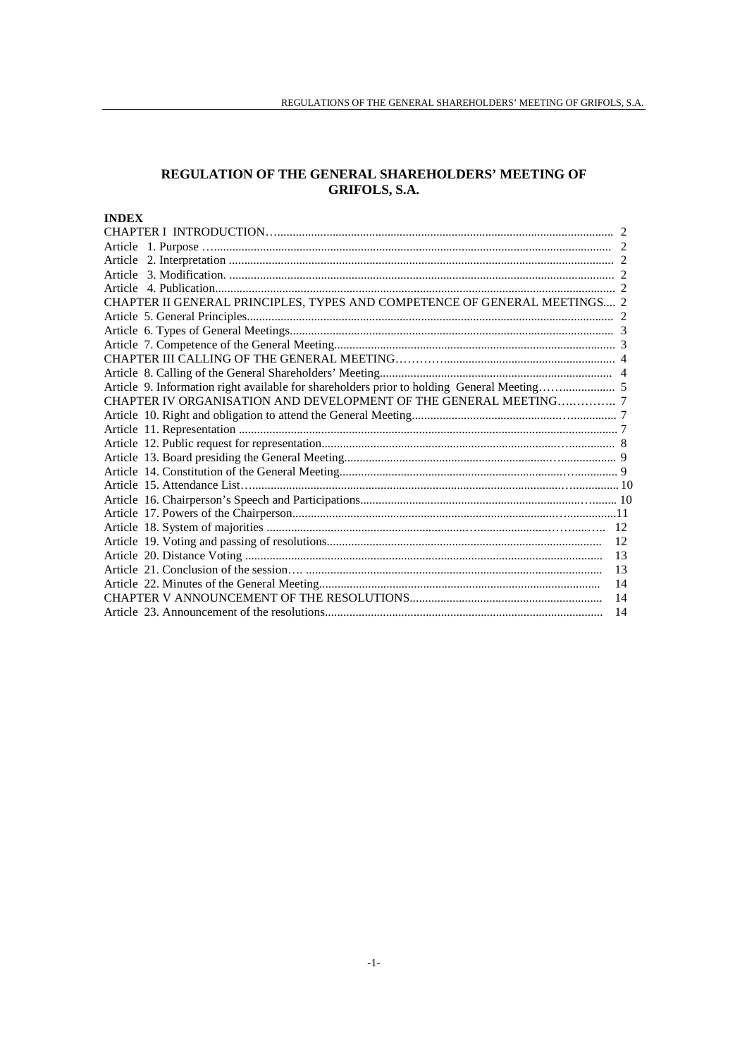# REGULATION OF THE GENERAL SHAREHOLDERS' MEETING OF GRIFOLS, S.A.

**INDEX**

| | |
|---|---|
| CHAPTER I INTRODUCTION | 2 |
| Article 1. Purpose | 2 |
| Article 2. Interpretation | 2 |
| Article 3. Modification. | 2 |
| Article 4. Publication | 2 |
| CHAPTER II GENERAL PRINCIPLES, TYPES AND COMPETENCE OF GENERAL MEETINGS | 2 |
| Article 5. General Principles | 2 |
| Article 6. Types of General Meetings | 3 |
| Article 7. Competence of the General Meeting | 3 |
| CHAPTER III CALLING OF THE GENERAL MEETING | 4 |
| Article 8. Calling of the General Shareholders' Meeting | 4 |
| Article 9. Information right available for shareholders prior to holding General Meeting | 5 |
| CHAPTER IV ORGANISATION AND DEVELOPMENT OF THE GENERAL MEETING | 7 |
| Article 10. Right and obligation to attend the General Meeting | 7 |
| Article 11. Representation | 7 |
| Article 12. Public request for representation | 8 |
| Article 13. Board presiding the General Meeting | 9 |
| Article 14. Constitution of the General Meeting | 9 |
| Article 15. Attendance List | 10 |
| Article 16. Chairperson's Speech and Participations | 10 |
| Article 17. Powers of the Chairperson | 11 |
| Article 18. System of majorities | 12 |
| Article 19. Voting and passing of resolutions | 12 |
| Article 20. Distance Voting | 13 |
| Article 21. Conclusion of the session | 13 |
| Article 22. Minutes of the General Meeting | 14 |
| CHAPTER V ANNOUNCEMENT OF THE RESOLUTIONS | 14 |
| Article 23. Announcement of the resolutions | 14 |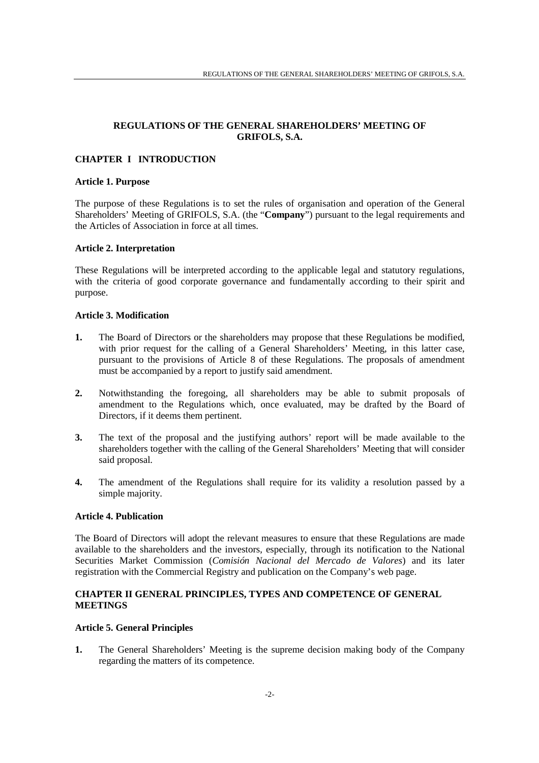## REGULATIONS OF THE GENERAL SHAREHOLDERS' MEETING OF GRIFOLS, S.A.

### CHAPTER I INTRODUCTION

**Article 1. Purpose**

The purpose of these Regulations is to set the rules of organisation and operation of the General Shareholders' Meeting of GRIFOLS, S.A. (the "**Company**") pursuant to the legal requirements and the Articles of Association in force at all times.

**Article 2. Interpretation**

These Regulations will be interpreted according to the applicable legal and statutory regulations, with the criteria of good corporate governance and fundamentally according to their spirit and purpose.

**Article 3. Modification**

**1.** The Board of Directors or the shareholders may propose that these Regulations be modified, with prior request for the calling of a General Shareholders' Meeting, in this latter case, pursuant to the provisions of Article 8 of these Regulations. The proposals of amendment must be accompanied by a report to justify said amendment.

**2.** Notwithstanding the foregoing, all shareholders may be able to submit proposals of amendment to the Regulations which, once evaluated, may be drafted by the Board of Directors, if it deems them pertinent.

**3.** The text of the proposal and the justifying authors' report will be made available to the shareholders together with the calling of the General Shareholders' Meeting that will consider said proposal.

**4.** The amendment of the Regulations shall require for its validity a resolution passed by a simple majority.

**Article 4. Publication**

The Board of Directors will adopt the relevant measures to ensure that these Regulations are made available to the shareholders and the investors, especially, through its notification to the National Securities Market Commission (*Comisión Nacional del Mercado de Valores*) and its later registration with the Commercial Registry and publication on the Company's web page.

### CHAPTER II GENERAL PRINCIPLES, TYPES AND COMPETENCE OF GENERAL MEETINGS

**Article 5. General Principles**

**1.** The General Shareholders' Meeting is the supreme decision making body of the Company regarding the matters of its competence.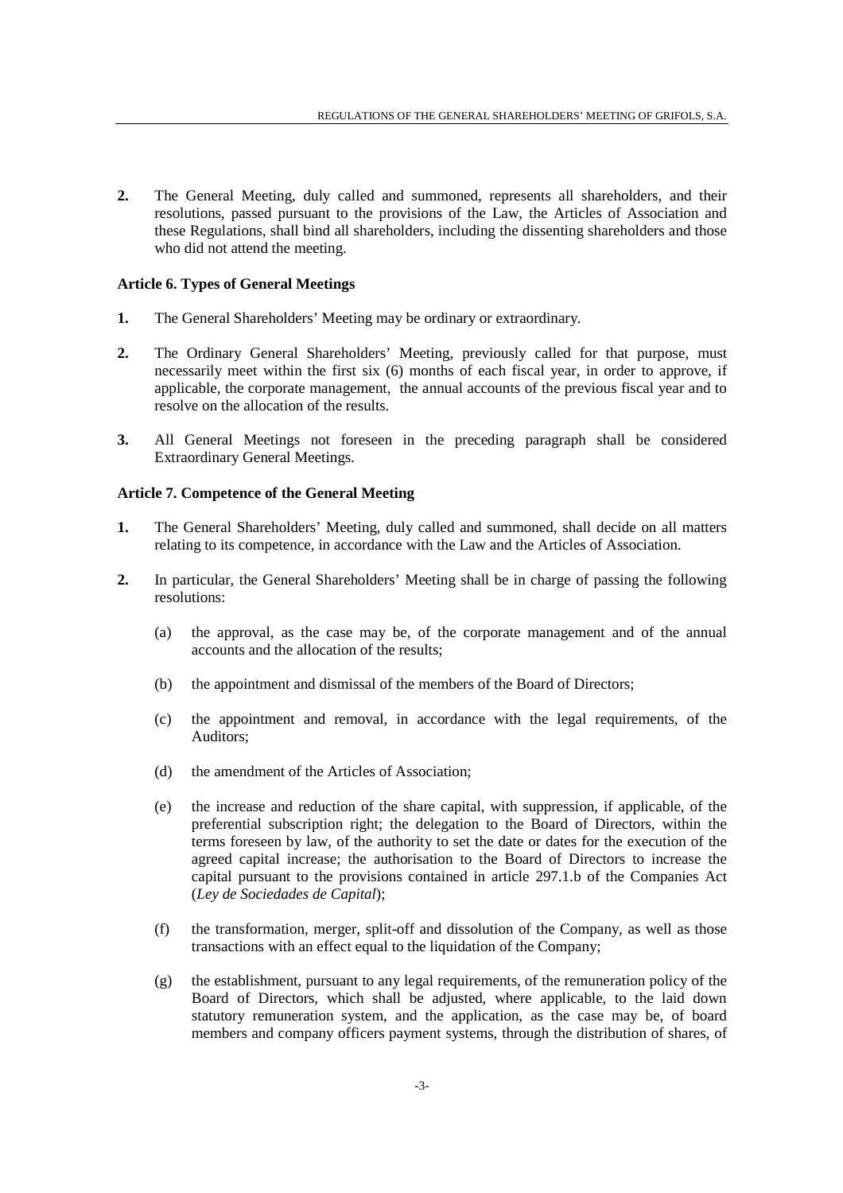**2.** The General Meeting, duly called and summoned, represents all shareholders, and their resolutions, passed pursuant to the provisions of the Law, the Articles of Association and these Regulations, shall bind all shareholders, including the dissenting shareholders and those who did not attend the meeting.

### Article 6. Types of General Meetings

**1.** The General Shareholders' Meeting may be ordinary or extraordinary.

**2.** The Ordinary General Shareholders' Meeting, previously called for that purpose, must necessarily meet within the first six (6) months of each fiscal year, in order to approve, if applicable, the corporate management, the annual accounts of the previous fiscal year and to resolve on the allocation of the results.

**3.** All General Meetings not foreseen in the preceding paragraph shall be considered Extraordinary General Meetings.

### Article 7. Competence of the General Meeting

**1.** The General Shareholders' Meeting, duly called and summoned, shall decide on all matters relating to its competence, in accordance with the Law and the Articles of Association.

**2.** In particular, the General Shareholders' Meeting shall be in charge of passing the following resolutions:

(a) the approval, as the case may be, of the corporate management and of the annual accounts and the allocation of the results;

(b) the appointment and dismissal of the members of the Board of Directors;

(c) the appointment and removal, in accordance with the legal requirements, of the Auditors;

(d) the amendment of the Articles of Association;

(e) the increase and reduction of the share capital, with suppression, if applicable, of the preferential subscription right; the delegation to the Board of Directors, within the terms foreseen by law, of the authority to set the date or dates for the execution of the agreed capital increase; the authorisation to the Board of Directors to increase the capital pursuant to the provisions contained in article 297.1.b of the Companies Act (*Ley de Sociedades de Capital*);

(f) the transformation, merger, split-off and dissolution of the Company, as well as those transactions with an effect equal to the liquidation of the Company;

(g) the establishment, pursuant to any legal requirements, of the remuneration policy of the Board of Directors, which shall be adjusted, where applicable, to the laid down statutory remuneration system, and the application, as the case may be, of board members and company officers payment systems, through the distribution of shares, of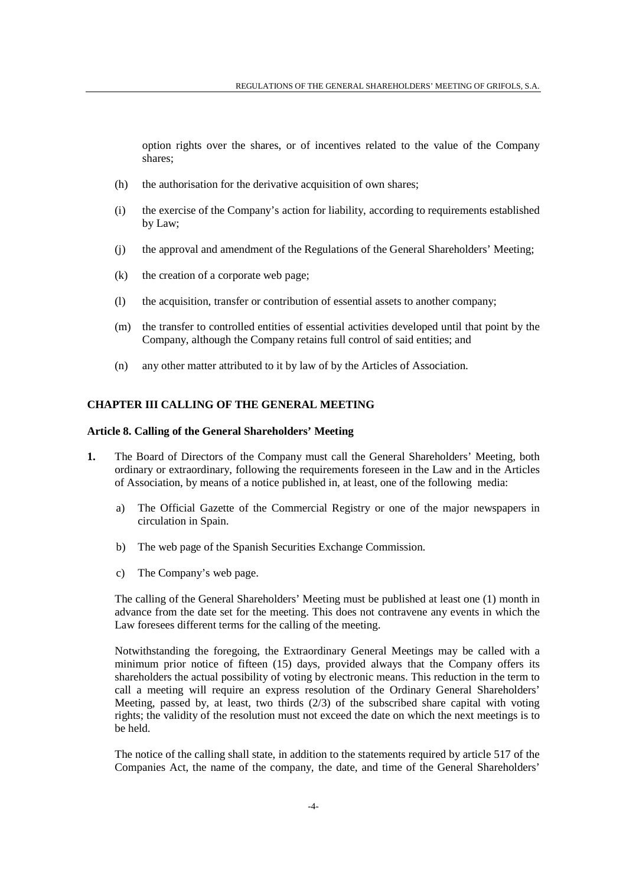option rights over the shares, or of incentives related to the value of the Company shares;

(h) the authorisation for the derivative acquisition of own shares;

(i) the exercise of the Company's action for liability, according to requirements established by Law;

(j) the approval and amendment of the Regulations of the General Shareholders' Meeting;

(k) the creation of a corporate web page;

(l) the acquisition, transfer or contribution of essential assets to another company;

(m) the transfer to controlled entities of essential activities developed until that point by the Company, although the Company retains full control of said entities; and

(n) any other matter attributed to it by law of by the Articles of Association.

## CHAPTER III CALLING OF THE GENERAL MEETING

### Article 8. Calling of the General Shareholders' Meeting

**1.** The Board of Directors of the Company must call the General Shareholders' Meeting, both ordinary or extraordinary, following the requirements foreseen in the Law and in the Articles of Association, by means of a notice published in, at least, one of the following media:

a) The Official Gazette of the Commercial Registry or one of the major newspapers in circulation in Spain.

b) The web page of the Spanish Securities Exchange Commission.

c) The Company's web page.

The calling of the General Shareholders' Meeting must be published at least one (1) month in advance from the date set for the meeting. This does not contravene any events in which the Law foresees different terms for the calling of the meeting.

Notwithstanding the foregoing, the Extraordinary General Meetings may be called with a minimum prior notice of fifteen (15) days, provided always that the Company offers its shareholders the actual possibility of voting by electronic means. This reduction in the term to call a meeting will require an express resolution of the Ordinary General Shareholders' Meeting, passed by, at least, two thirds (2/3) of the subscribed share capital with voting rights; the validity of the resolution must not exceed the date on which the next meetings is to be held.

The notice of the calling shall state, in addition to the statements required by article 517 of the Companies Act, the name of the company, the date, and time of the General Shareholders'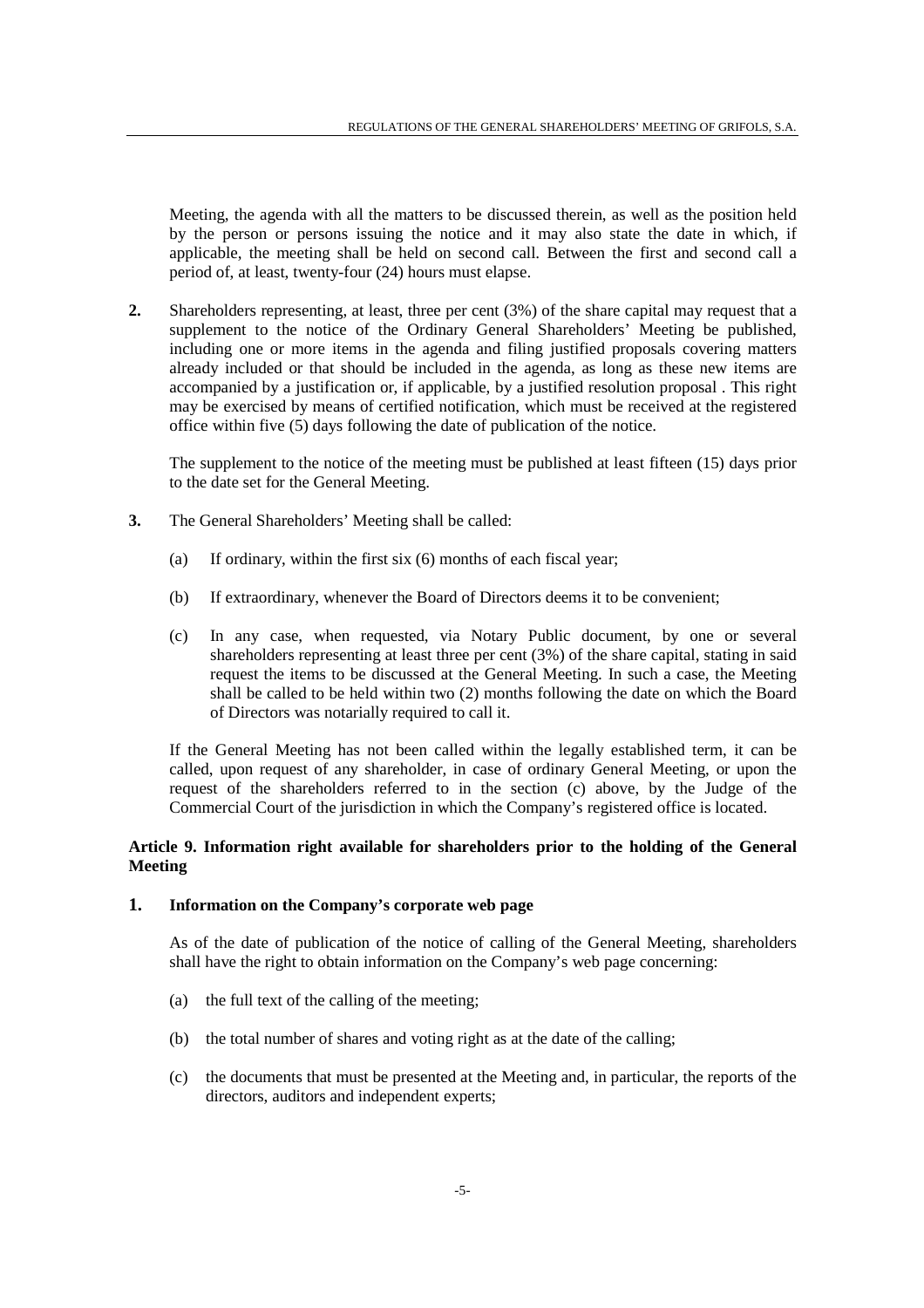Meeting, the agenda with all the matters to be discussed therein, as well as the position held by the person or persons issuing the notice and it may also state the date in which, if applicable, the meeting shall be held on second call. Between the first and second call a period of, at least, twenty-four (24) hours must elapse.

**2.** Shareholders representing, at least, three per cent (3%) of the share capital may request that a supplement to the notice of the Ordinary General Shareholders' Meeting be published, including one or more items in the agenda and filing justified proposals covering matters already included or that should be included in the agenda, as long as these new items are accompanied by a justification or, if applicable, by a justified resolution proposal . This right may be exercised by means of certified notification, which must be received at the registered office within five (5) days following the date of publication of the notice.

The supplement to the notice of the meeting must be published at least fifteen (15) days prior to the date set for the General Meeting.

**3.** The General Shareholders' Meeting shall be called:

(a) If ordinary, within the first six (6) months of each fiscal year;

(b) If extraordinary, whenever the Board of Directors deems it to be convenient;

(c) In any case, when requested, via Notary Public document, by one or several shareholders representing at least three per cent (3%) of the share capital, stating in said request the items to be discussed at the General Meeting. In such a case, the Meeting shall be called to be held within two (2) months following the date on which the Board of Directors was notarially required to call it.

If the General Meeting has not been called within the legally established term, it can be called, upon request of any shareholder, in case of ordinary General Meeting, or upon the request of the shareholders referred to in the section (c) above, by the Judge of the Commercial Court of the jurisdiction in which the Company's registered office is located.

**Article 9. Information right available for shareholders prior to the holding of the General Meeting**

**1. Information on the Company's corporate web page**

As of the date of publication of the notice of calling of the General Meeting, shareholders shall have the right to obtain information on the Company's web page concerning:

(a) the full text of the calling of the meeting;

(b) the total number of shares and voting right as at the date of the calling;

(c) the documents that must be presented at the Meeting and, in particular, the reports of the directors, auditors and independent experts;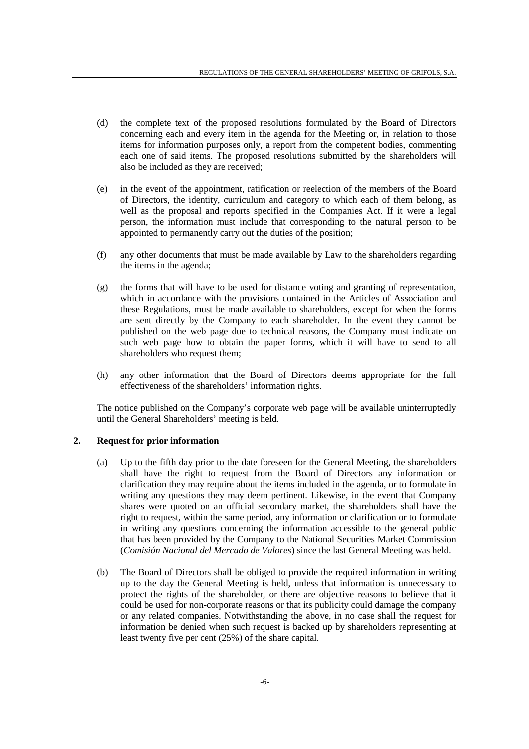(d) the complete text of the proposed resolutions formulated by the Board of Directors concerning each and every item in the agenda for the Meeting or, in relation to those items for information purposes only, a report from the competent bodies, commenting each one of said items. The proposed resolutions submitted by the shareholders will also be included as they are received;

(e) in the event of the appointment, ratification or reelection of the members of the Board of Directors, the identity, curriculum and category to which each of them belong, as well as the proposal and reports specified in the Companies Act. If it were a legal person, the information must include that corresponding to the natural person to be appointed to permanently carry out the duties of the position;

(f) any other documents that must be made available by Law to the shareholders regarding the items in the agenda;

(g) the forms that will have to be used for distance voting and granting of representation, which in accordance with the provisions contained in the Articles of Association and these Regulations, must be made available to shareholders, except for when the forms are sent directly by the Company to each shareholder. In the event they cannot be published on the web page due to technical reasons, the Company must indicate on such web page how to obtain the paper forms, which it will have to send to all shareholders who request them;

(h) any other information that the Board of Directors deems appropriate for the full effectiveness of the shareholders' information rights.

The notice published on the Company's corporate web page will be available uninterruptedly until the General Shareholders' meeting is held.

**2. Request for prior information**

(a) Up to the fifth day prior to the date foreseen for the General Meeting, the shareholders shall have the right to request from the Board of Directors any information or clarification they may require about the items included in the agenda, or to formulate in writing any questions they may deem pertinent. Likewise, in the event that Company shares were quoted on an official secondary market, the shareholders shall have the right to request, within the same period, any information or clarification or to formulate in writing any questions concerning the information accessible to the general public that has been provided by the Company to the National Securities Market Commission (*Comisión Nacional del Mercado de Valores*) since the last General Meeting was held.

(b) The Board of Directors shall be obliged to provide the required information in writing up to the day the General Meeting is held, unless that information is unnecessary to protect the rights of the shareholder, or there are objective reasons to believe that it could be used for non-corporate reasons or that its publicity could damage the company or any related companies. Notwithstanding the above, in no case shall the request for information be denied when such request is backed up by shareholders representing at least twenty five per cent (25%) of the share capital.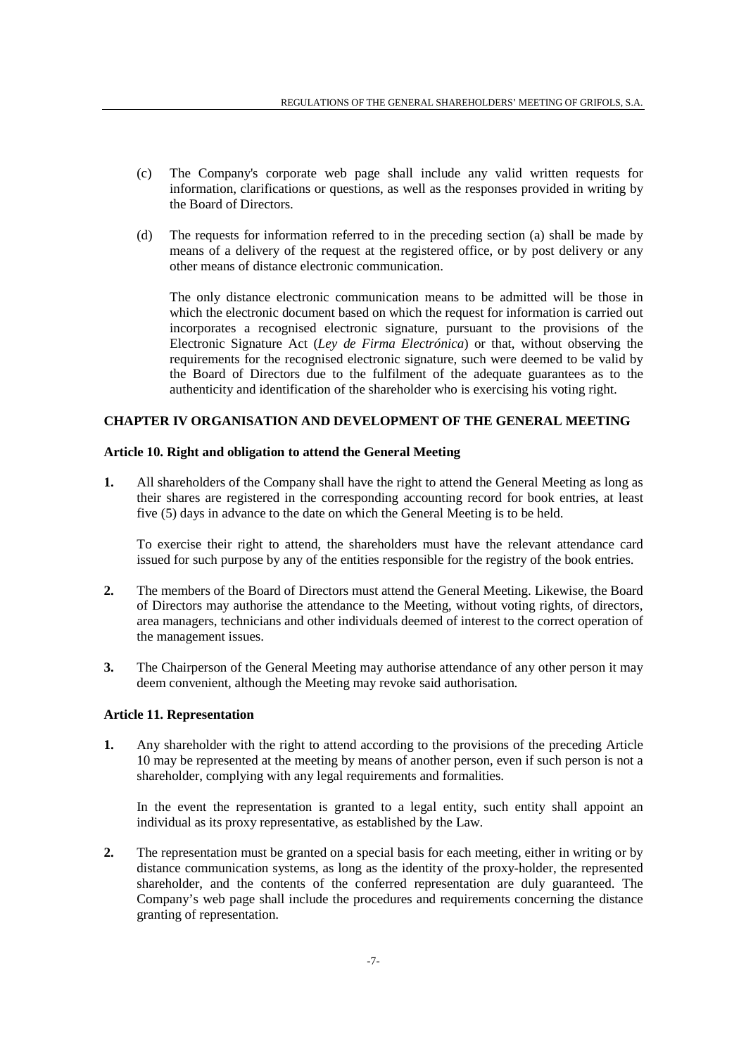(c) The Company's corporate web page shall include any valid written requests for information, clarifications or questions, as well as the responses provided in writing by the Board of Directors.

(d) The requests for information referred to in the preceding section (a) shall be made by means of a delivery of the request at the registered office, or by post delivery or any other means of distance electronic communication.

The only distance electronic communication means to be admitted will be those in which the electronic document based on which the request for information is carried out incorporates a recognised electronic signature, pursuant to the provisions of the Electronic Signature Act (*Ley de Firma Electrónica*) or that, without observing the requirements for the recognised electronic signature, such were deemed to be valid by the Board of Directors due to the fulfilment of the adequate guarantees as to the authenticity and identification of the shareholder who is exercising his voting right.

## CHAPTER IV ORGANISATION AND DEVELOPMENT OF THE GENERAL MEETING

### Article 10. Right and obligation to attend the General Meeting

**1.** All shareholders of the Company shall have the right to attend the General Meeting as long as their shares are registered in the corresponding accounting record for book entries, at least five (5) days in advance to the date on which the General Meeting is to be held.

To exercise their right to attend, the shareholders must have the relevant attendance card issued for such purpose by any of the entities responsible for the registry of the book entries.

**2.** The members of the Board of Directors must attend the General Meeting. Likewise, the Board of Directors may authorise the attendance to the Meeting, without voting rights, of directors, area managers, technicians and other individuals deemed of interest to the correct operation of the management issues.

**3.** The Chairperson of the General Meeting may authorise attendance of any other person it may deem convenient, although the Meeting may revoke said authorisation.

### Article 11. Representation

**1.** Any shareholder with the right to attend according to the provisions of the preceding Article 10 may be represented at the meeting by means of another person, even if such person is not a shareholder, complying with any legal requirements and formalities.

In the event the representation is granted to a legal entity, such entity shall appoint an individual as its proxy representative, as established by the Law.

**2.** The representation must be granted on a special basis for each meeting, either in writing or by distance communication systems, as long as the identity of the proxy-holder, the represented shareholder, and the contents of the conferred representation are duly guaranteed. The Company's web page shall include the procedures and requirements concerning the distance granting of representation.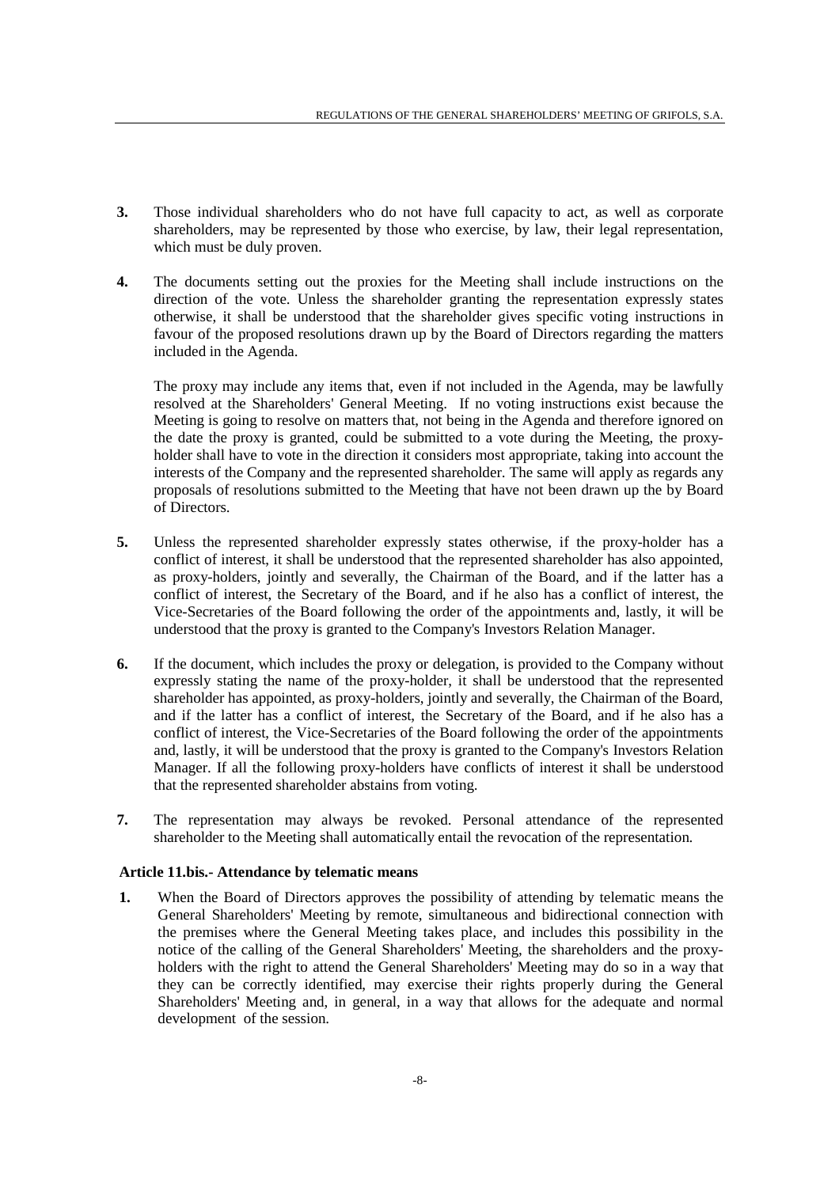**3.** Those individual shareholders who do not have full capacity to act, as well as corporate shareholders, may be represented by those who exercise, by law, their legal representation, which must be duly proven.

**4.** The documents setting out the proxies for the Meeting shall include instructions on the direction of the vote. Unless the shareholder granting the representation expressly states otherwise, it shall be understood that the shareholder gives specific voting instructions in favour of the proposed resolutions drawn up by the Board of Directors regarding the matters included in the Agenda.

The proxy may include any items that, even if not included in the Agenda, may be lawfully resolved at the Shareholders' General Meeting. If no voting instructions exist because the Meeting is going to resolve on matters that, not being in the Agenda and therefore ignored on the date the proxy is granted, could be submitted to a vote during the Meeting, the proxy-holder shall have to vote in the direction it considers most appropriate, taking into account the interests of the Company and the represented shareholder. The same will apply as regards any proposals of resolutions submitted to the Meeting that have not been drawn up the by Board of Directors.

**5.** Unless the represented shareholder expressly states otherwise, if the proxy-holder has a conflict of interest, it shall be understood that the represented shareholder has also appointed, as proxy-holders, jointly and severally, the Chairman of the Board, and if the latter has a conflict of interest, the Secretary of the Board, and if he also has a conflict of interest, the Vice-Secretaries of the Board following the order of the appointments and, lastly, it will be understood that the proxy is granted to the Company's Investors Relation Manager.

**6.** If the document, which includes the proxy or delegation, is provided to the Company without expressly stating the name of the proxy-holder, it shall be understood that the represented shareholder has appointed, as proxy-holders, jointly and severally, the Chairman of the Board, and if the latter has a conflict of interest, the Secretary of the Board, and if he also has a conflict of interest, the Vice-Secretaries of the Board following the order of the appointments and, lastly, it will be understood that the proxy is granted to the Company's Investors Relation Manager. If all the following proxy-holders have conflicts of interest it shall be understood that the represented shareholder abstains from voting.

**7.** The representation may always be revoked. Personal attendance of the represented shareholder to the Meeting shall automatically entail the revocation of the representation.

### Article 11.bis.- Attendance by telematic means

**1.** When the Board of Directors approves the possibility of attending by telematic means the General Shareholders' Meeting by remote, simultaneous and bidirectional connection with the premises where the General Meeting takes place, and includes this possibility in the notice of the calling of the General Shareholders' Meeting, the shareholders and the proxy-holders with the right to attend the General Shareholders' Meeting may do so in a way that they can be correctly identified, may exercise their rights properly during the General Shareholders' Meeting and, in general, in a way that allows for the adequate and normal development of the session.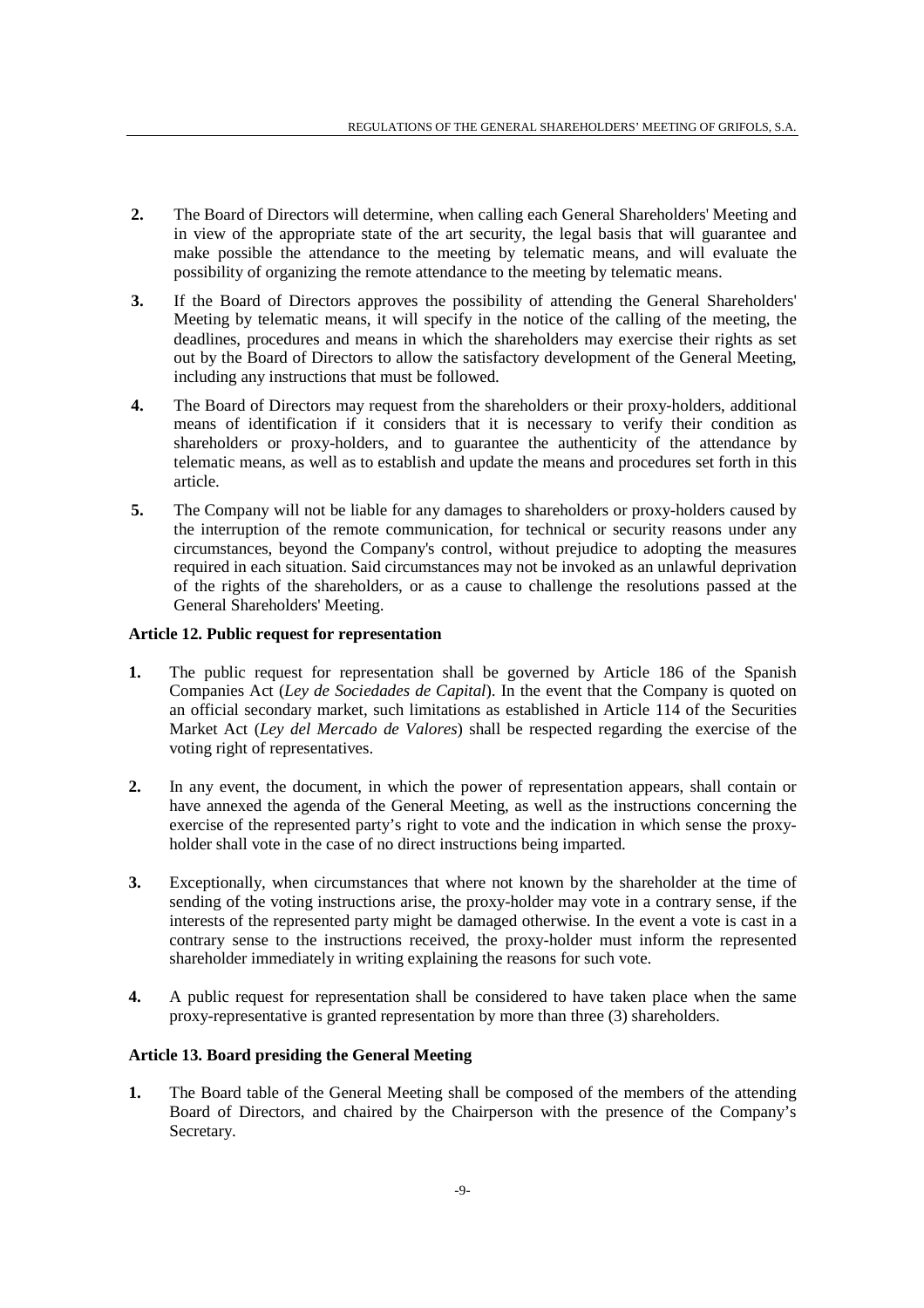2. The Board of Directors will determine, when calling each General Shareholders' Meeting and in view of the appropriate state of the art security, the legal basis that will guarantee and make possible the attendance to the meeting by telematic means, and will evaluate the possibility of organizing the remote attendance to the meeting by telematic means.

3. If the Board of Directors approves the possibility of attending the General Shareholders' Meeting by telematic means, it will specify in the notice of the calling of the meeting, the deadlines, procedures and means in which the shareholders may exercise their rights as set out by the Board of Directors to allow the satisfactory development of the General Meeting, including any instructions that must be followed.

4. The Board of Directors may request from the shareholders or their proxy-holders, additional means of identification if it considers that it is necessary to verify their condition as shareholders or proxy-holders, and to guarantee the authenticity of the attendance by telematic means, as well as to establish and update the means and procedures set forth in this article.

5. The Company will not be liable for any damages to shareholders or proxy-holders caused by the interruption of the remote communication, for technical or security reasons under any circumstances, beyond the Company's control, without prejudice to adopting the measures required in each situation. Said circumstances may not be invoked as an unlawful deprivation of the rights of the shareholders, or as a cause to challenge the resolutions passed at the General Shareholders' Meeting.

**Article 12. Public request for representation**

1. The public request for representation shall be governed by Article 186 of the Spanish Companies Act (*Ley de Sociedades de Capital*). In the event that the Company is quoted on an official secondary market, such limitations as established in Article 114 of the Securities Market Act (*Ley del Mercado de Valores*) shall be respected regarding the exercise of the voting right of representatives.

2. In any event, the document, in which the power of representation appears, shall contain or have annexed the agenda of the General Meeting, as well as the instructions concerning the exercise of the represented party's right to vote and the indication in which sense the proxy-holder shall vote in the case of no direct instructions being imparted.

3. Exceptionally, when circumstances that where not known by the shareholder at the time of sending of the voting instructions arise, the proxy-holder may vote in a contrary sense, if the interests of the represented party might be damaged otherwise. In the event a vote is cast in a contrary sense to the instructions received, the proxy-holder must inform the represented shareholder immediately in writing explaining the reasons for such vote.

4. A public request for representation shall be considered to have taken place when the same proxy-representative is granted representation by more than three (3) shareholders.

**Article 13. Board presiding the General Meeting**

1. The Board table of the General Meeting shall be composed of the members of the attending Board of Directors, and chaired by the Chairperson with the presence of the Company's Secretary.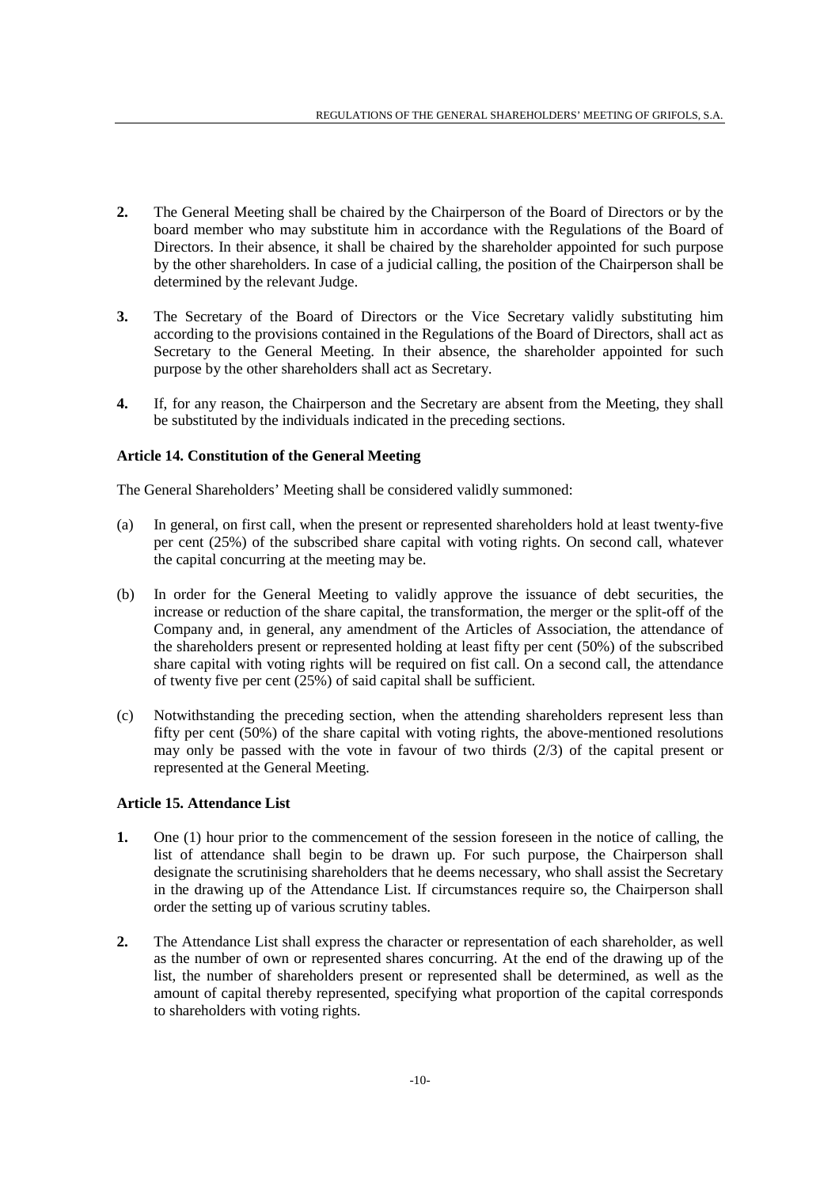**2.** The General Meeting shall be chaired by the Chairperson of the Board of Directors or by the board member who may substitute him in accordance with the Regulations of the Board of Directors. In their absence, it shall be chaired by the shareholder appointed for such purpose by the other shareholders. In case of a judicial calling, the position of the Chairperson shall be determined by the relevant Judge.

**3.** The Secretary of the Board of Directors or the Vice Secretary validly substituting him according to the provisions contained in the Regulations of the Board of Directors, shall act as Secretary to the General Meeting. In their absence, the shareholder appointed for such purpose by the other shareholders shall act as Secretary.

**4.** If, for any reason, the Chairperson and the Secretary are absent from the Meeting, they shall be substituted by the individuals indicated in the preceding sections.

**Article 14. Constitution of the General Meeting**

The General Shareholders' Meeting shall be considered validly summoned:

(a) In general, on first call, when the present or represented shareholders hold at least twenty-five per cent (25%) of the subscribed share capital with voting rights. On second call, whatever the capital concurring at the meeting may be.

(b) In order for the General Meeting to validly approve the issuance of debt securities, the increase or reduction of the share capital, the transformation, the merger or the split-off of the Company and, in general, any amendment of the Articles of Association, the attendance of the shareholders present or represented holding at least fifty per cent (50%) of the subscribed share capital with voting rights will be required on fist call. On a second call, the attendance of twenty five per cent (25%) of said capital shall be sufficient.

(c) Notwithstanding the preceding section, when the attending shareholders represent less than fifty per cent (50%) of the share capital with voting rights, the above-mentioned resolutions may only be passed with the vote in favour of two thirds (2/3) of the capital present or represented at the General Meeting.

**Article 15. Attendance List**

**1.** One (1) hour prior to the commencement of the session foreseen in the notice of calling, the list of attendance shall begin to be drawn up. For such purpose, the Chairperson shall designate the scrutinising shareholders that he deems necessary, who shall assist the Secretary in the drawing up of the Attendance List. If circumstances require so, the Chairperson shall order the setting up of various scrutiny tables.

**2.** The Attendance List shall express the character or representation of each shareholder, as well as the number of own or represented shares concurring. At the end of the drawing up of the list, the number of shareholders present or represented shall be determined, as well as the amount of capital thereby represented, specifying what proportion of the capital corresponds to shareholders with voting rights.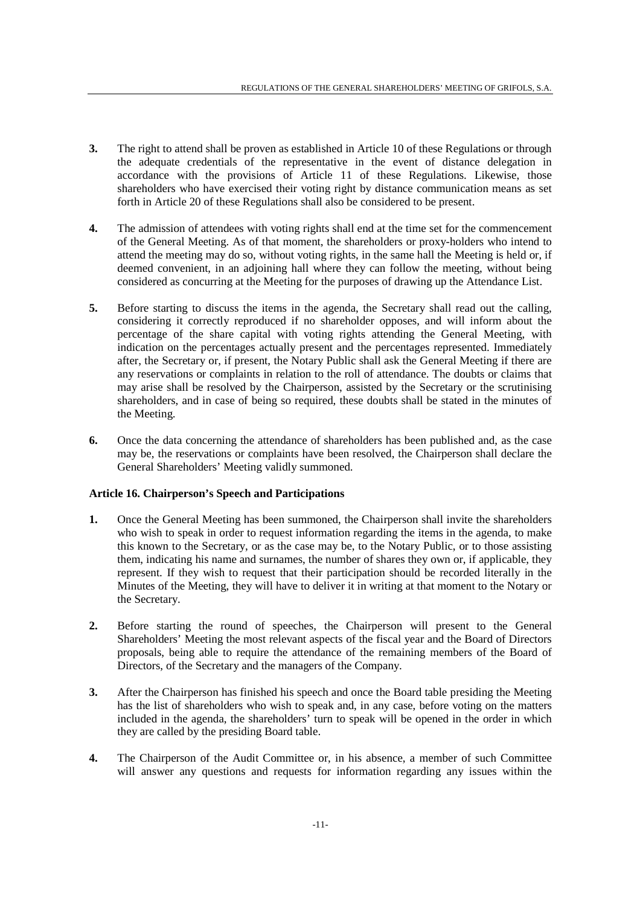**3.** The right to attend shall be proven as established in Article 10 of these Regulations or through the adequate credentials of the representative in the event of distance delegation in accordance with the provisions of Article 11 of these Regulations. Likewise, those shareholders who have exercised their voting right by distance communication means as set forth in Article 20 of these Regulations shall also be considered to be present.

**4.** The admission of attendees with voting rights shall end at the time set for the commencement of the General Meeting. As of that moment, the shareholders or proxy-holders who intend to attend the meeting may do so, without voting rights, in the same hall the Meeting is held or, if deemed convenient, in an adjoining hall where they can follow the meeting, without being considered as concurring at the Meeting for the purposes of drawing up the Attendance List.

**5.** Before starting to discuss the items in the agenda, the Secretary shall read out the calling, considering it correctly reproduced if no shareholder opposes, and will inform about the percentage of the share capital with voting rights attending the General Meeting, with indication on the percentages actually present and the percentages represented. Immediately after, the Secretary or, if present, the Notary Public shall ask the General Meeting if there are any reservations or complaints in relation to the roll of attendance. The doubts or claims that may arise shall be resolved by the Chairperson, assisted by the Secretary or the scrutinising shareholders, and in case of being so required, these doubts shall be stated in the minutes of the Meeting.

**6.** Once the data concerning the attendance of shareholders has been published and, as the case may be, the reservations or complaints have been resolved, the Chairperson shall declare the General Shareholders' Meeting validly summoned.

### Article 16. Chairperson's Speech and Participations

**1.** Once the General Meeting has been summoned, the Chairperson shall invite the shareholders who wish to speak in order to request information regarding the items in the agenda, to make this known to the Secretary, or as the case may be, to the Notary Public, or to those assisting them, indicating his name and surnames, the number of shares they own or, if applicable, they represent. If they wish to request that their participation should be recorded literally in the Minutes of the Meeting, they will have to deliver it in writing at that moment to the Notary or the Secretary.

**2.** Before starting the round of speeches, the Chairperson will present to the General Shareholders' Meeting the most relevant aspects of the fiscal year and the Board of Directors proposals, being able to require the attendance of the remaining members of the Board of Directors, of the Secretary and the managers of the Company.

**3.** After the Chairperson has finished his speech and once the Board table presiding the Meeting has the list of shareholders who wish to speak and, in any case, before voting on the matters included in the agenda, the shareholders' turn to speak will be opened in the order in which they are called by the presiding Board table.

**4.** The Chairperson of the Audit Committee or, in his absence, a member of such Committee will answer any questions and requests for information regarding any issues within the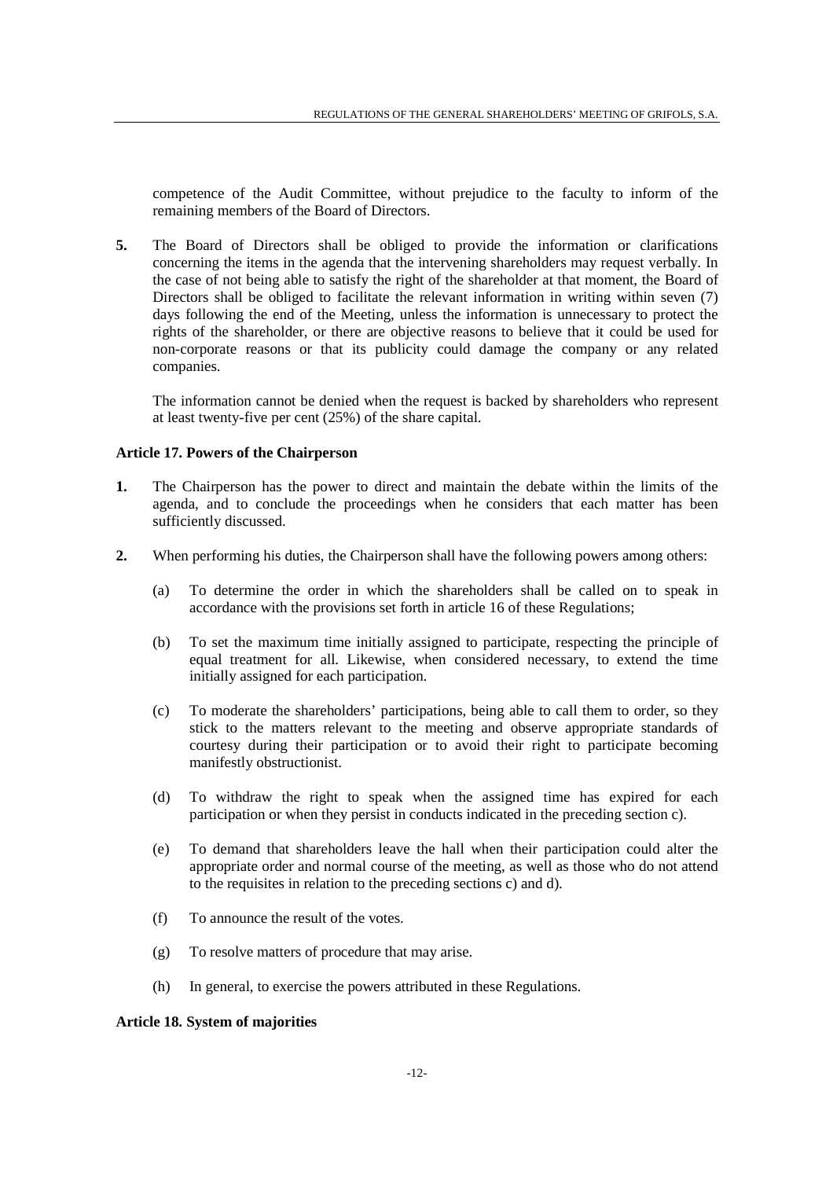competence of the Audit Committee, without prejudice to the faculty to inform of the remaining members of the Board of Directors.

**5.** The Board of Directors shall be obliged to provide the information or clarifications concerning the items in the agenda that the intervening shareholders may request verbally. In the case of not being able to satisfy the right of the shareholder at that moment, the Board of Directors shall be obliged to facilitate the relevant information in writing within seven (7) days following the end of the Meeting, unless the information is unnecessary to protect the rights of the shareholder, or there are objective reasons to believe that it could be used for non-corporate reasons or that its publicity could damage the company or any related companies.

The information cannot be denied when the request is backed by shareholders who represent at least twenty-five per cent (25%) of the share capital.

#### Article 17. Powers of the Chairperson

**1.** The Chairperson has the power to direct and maintain the debate within the limits of the agenda, and to conclude the proceedings when he considers that each matter has been sufficiently discussed.

**2.** When performing his duties, the Chairperson shall have the following powers among others:

(a) To determine the order in which the shareholders shall be called on to speak in accordance with the provisions set forth in article 16 of these Regulations;

(b) To set the maximum time initially assigned to participate, respecting the principle of equal treatment for all. Likewise, when considered necessary, to extend the time initially assigned for each participation.

(c) To moderate the shareholders' participations, being able to call them to order, so they stick to the matters relevant to the meeting and observe appropriate standards of courtesy during their participation or to avoid their right to participate becoming manifestly obstructionist.

(d) To withdraw the right to speak when the assigned time has expired for each participation or when they persist in conducts indicated in the preceding section c).

(e) To demand that shareholders leave the hall when their participation could alter the appropriate order and normal course of the meeting, as well as those who do not attend to the requisites in relation to the preceding sections c) and d).

(f) To announce the result of the votes.

(g) To resolve matters of procedure that may arise.

(h) In general, to exercise the powers attributed in these Regulations.

#### Article 18. System of majorities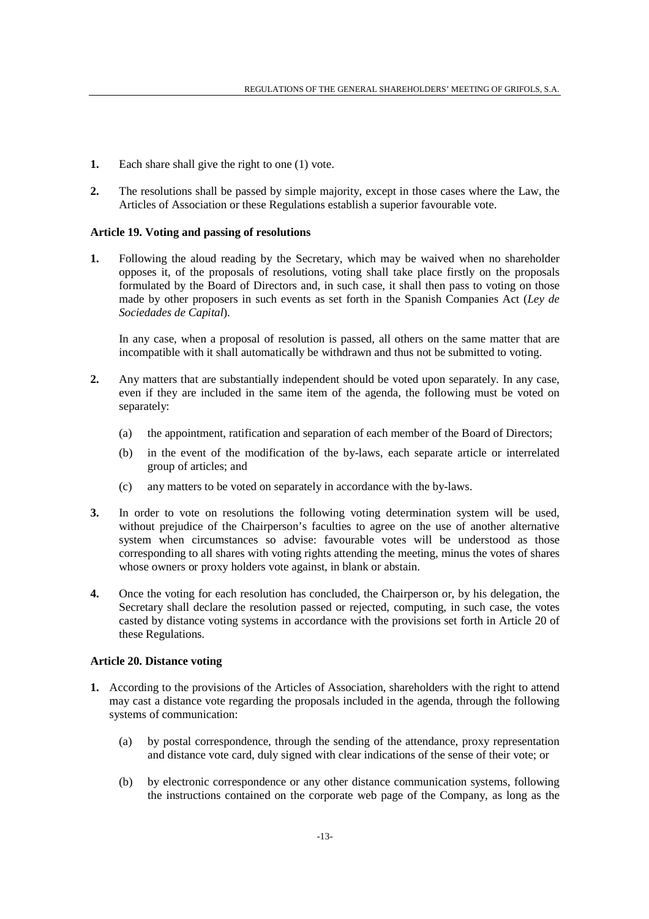1. Each share shall give the right to one (1) vote.

2. The resolutions shall be passed by simple majority, except in those cases where the Law, the Articles of Association or these Regulations establish a superior favourable vote.

**Article 19. Voting and passing of resolutions**

1. Following the aloud reading by the Secretary, which may be waived when no shareholder opposes it, of the proposals of resolutions, voting shall take place firstly on the proposals formulated by the Board of Directors and, in such case, it shall then pass to voting on those made by other proposers in such events as set forth in the Spanish Companies Act (*Ley de Sociedades de Capital*).

   In any case, when a proposal of resolution is passed, all others on the same matter that are incompatible with it shall automatically be withdrawn and thus not be submitted to voting.

2. Any matters that are substantially independent should be voted upon separately. In any case, even if they are included in the same item of the agenda, the following must be voted on separately:

   (a) the appointment, ratification and separation of each member of the Board of Directors;

   (b) in the event of the modification of the by-laws, each separate article or interrelated group of articles; and

   (c) any matters to be voted on separately in accordance with the by-laws.

3. In order to vote on resolutions the following voting determination system will be used, without prejudice of the Chairperson's faculties to agree on the use of another alternative system when circumstances so advise: favourable votes will be understood as those corresponding to all shares with voting rights attending the meeting, minus the votes of shares whose owners or proxy holders vote against, in blank or abstain.

4. Once the voting for each resolution has concluded, the Chairperson or, by his delegation, the Secretary shall declare the resolution passed or rejected, computing, in such case, the votes casted by distance voting systems in accordance with the provisions set forth in Article 20 of these Regulations.

**Article 20. Distance voting**

1. According to the provisions of the Articles of Association, shareholders with the right to attend may cast a distance vote regarding the proposals included in the agenda, through the following systems of communication:

   (a) by postal correspondence, through the sending of the attendance, proxy representation and distance vote card, duly signed with clear indications of the sense of their vote; or

   (b) by electronic correspondence or any other distance communication systems, following the instructions contained on the corporate web page of the Company, as long as the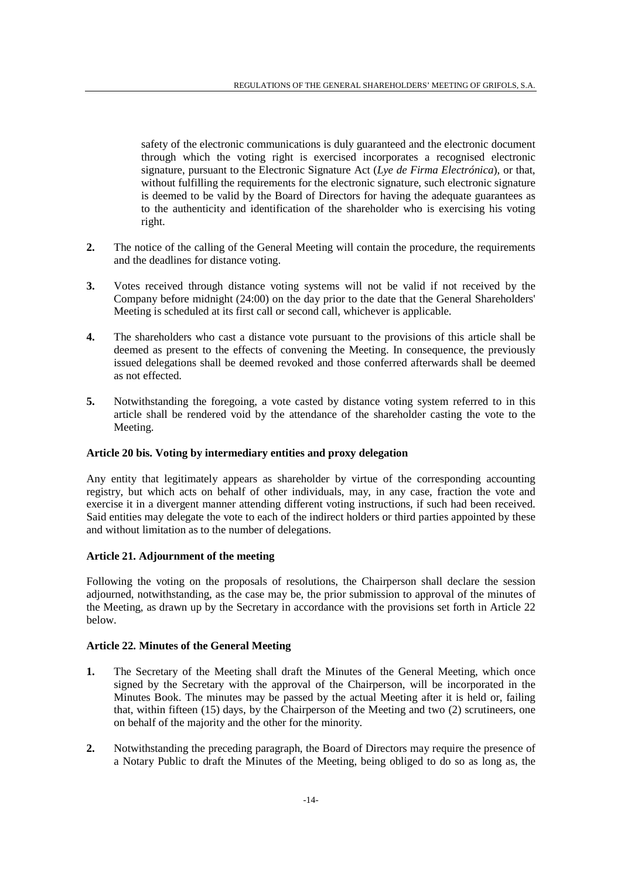safety of the electronic communications is duly guaranteed and the electronic document through which the voting right is exercised incorporates a recognised electronic signature, pursuant to the Electronic Signature Act (*Lye de Firma Electrónica*), or that, without fulfilling the requirements for the electronic signature, such electronic signature is deemed to be valid by the Board of Directors for having the adequate guarantees as to the authenticity and identification of the shareholder who is exercising his voting right.

**2.** The notice of the calling of the General Meeting will contain the procedure, the requirements and the deadlines for distance voting.

**3.** Votes received through distance voting systems will not be valid if not received by the Company before midnight (24:00) on the day prior to the date that the General Shareholders' Meeting is scheduled at its first call or second call, whichever is applicable.

**4.** The shareholders who cast a distance vote pursuant to the provisions of this article shall be deemed as present to the effects of convening the Meeting. In consequence, the previously issued delegations shall be deemed revoked and those conferred afterwards shall be deemed as not effected.

**5.** Notwithstanding the foregoing, a vote casted by distance voting system referred to in this article shall be rendered void by the attendance of the shareholder casting the vote to the Meeting.

**Article 20 bis. Voting by intermediary entities and proxy delegation**

Any entity that legitimately appears as shareholder by virtue of the corresponding accounting registry, but which acts on behalf of other individuals, may, in any case, fraction the vote and exercise it in a divergent manner attending different voting instructions, if such had been received. Said entities may delegate the vote to each of the indirect holders or third parties appointed by these and without limitation as to the number of delegations.

**Article 21. Adjournment of the meeting**

Following the voting on the proposals of resolutions, the Chairperson shall declare the session adjourned, notwithstanding, as the case may be, the prior submission to approval of the minutes of the Meeting, as drawn up by the Secretary in accordance with the provisions set forth in Article 22 below.

**Article 22. Minutes of the General Meeting**

**1.** The Secretary of the Meeting shall draft the Minutes of the General Meeting, which once signed by the Secretary with the approval of the Chairperson, will be incorporated in the Minutes Book. The minutes may be passed by the actual Meeting after it is held or, failing that, within fifteen (15) days, by the Chairperson of the Meeting and two (2) scrutineers, one on behalf of the majority and the other for the minority.

**2.** Notwithstanding the preceding paragraph, the Board of Directors may require the presence of a Notary Public to draft the Minutes of the Meeting, being obliged to do so as long as, the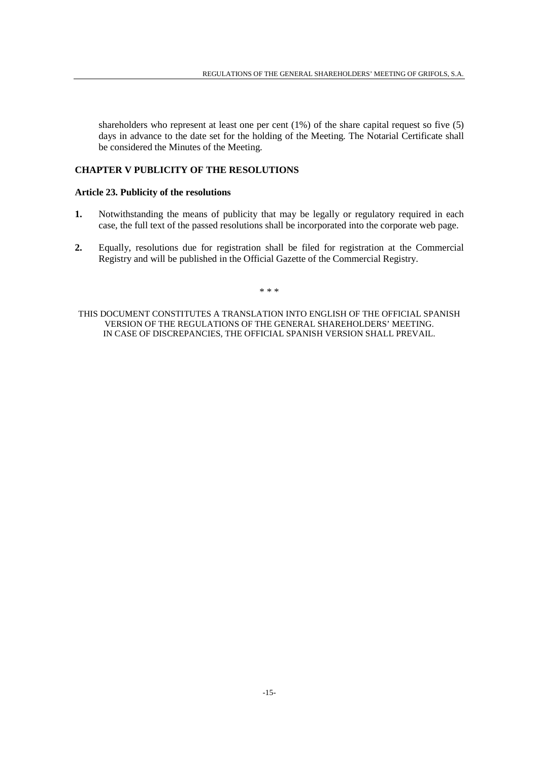shareholders who represent at least one per cent (1%) of the share capital request so five (5) days in advance to the date set for the holding of the Meeting. The Notarial Certificate shall be considered the Minutes of the Meeting.

## CHAPTER V PUBLICITY OF THE RESOLUTIONS

### Article 23. Publicity of the resolutions

**1.** Notwithstanding the means of publicity that may be legally or regulatory required in each case, the full text of the passed resolutions shall be incorporated into the corporate web page.

**2.** Equally, resolutions due for registration shall be filed for registration at the Commercial Registry and will be published in the Official Gazette of the Commercial Registry.

\* \* \*

THIS DOCUMENT CONSTITUTES A TRANSLATION INTO ENGLISH OF THE OFFICIAL SPANISH VERSION OF THE REGULATIONS OF THE GENERAL SHAREHOLDERS' MEETING. IN CASE OF DISCREPANCIES, THE OFFICIAL SPANISH VERSION SHALL PREVAIL.